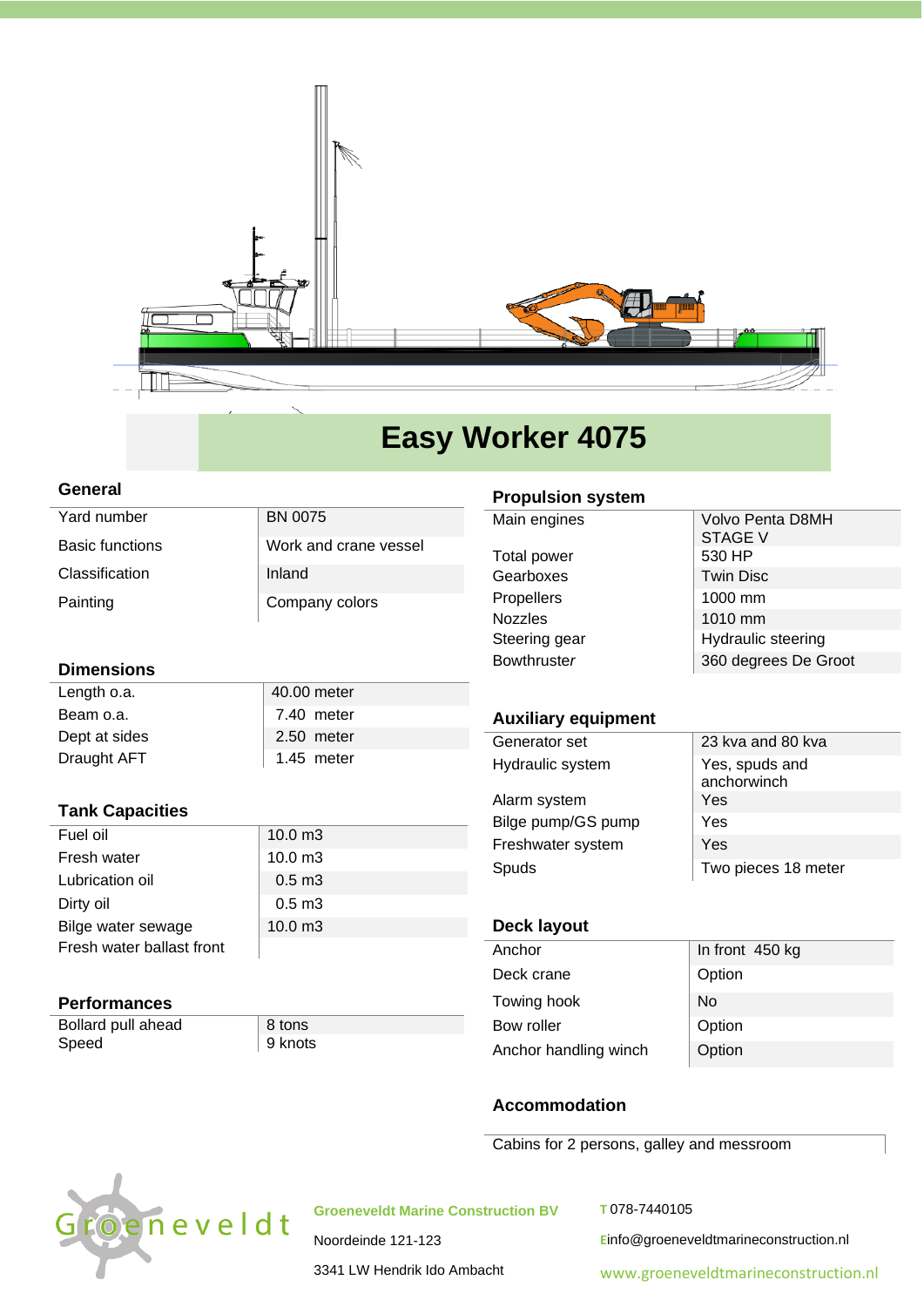# Easy Worker 4075

## General

| | |
|---|---|
| Yard number | BN 0075 |
| Basic functions | Work and crane vessel |
| Classification | Inland |
| Painting | Company colors |

## Dimensions

| | |
|---|---|
| Length o.a. | 40.00 meter |
| Beam o.a. | 7.40 meter |
| Dept at sides | 2.50 meter |
| Draught AFT | 1.45 meter |

## Tank Capacities

| | |
|---|---|
| Fuel oil | 10.0 m3 |
| Fresh water | 10.0 m3 |
| Lubrication oil | 0.5 m3 |
| Dirty oil | 0.5 m3 |
| Bilge water sewage | 10.0 m3 |
| Fresh water ballast front | |

## Performances

| | |
|---|---|
| Bollard pull ahead | 8 tons |
| Speed | 9 knots |

## Propulsion system

| | |
|---|---|
| Main engines | Volvo Penta D8MH STAGE V |
| Total power | 530 HP |
| Gearboxes | Twin Disc |
| Propellers | 1000 mm |
| Nozzles | 1010 mm |
| Steering gear | Hydraulic steering |
| Bowthruster | 360 degrees De Groot |

## Auxiliary equipment

| | |
|---|---|
| Generator set | 23 kva and 80 kva |
| Hydraulic system | Yes, spuds and anchorwinch |
| Alarm system | Yes |
| Bilge pump/GS pump | Yes |
| Freshwater system | Yes |
| Spuds | Two pieces 18 meter |

## Deck layout

| | |
|---|---|
| Anchor | In front 450 kg |
| Deck crane | Option |
| Towing hook | No |
| Bow roller | Option |
| Anchor handling winch | Option |

## Accommodation

Cabins for 2 persons, galley and messroom

Groeneveldt

**Groeneveldt Marine Construction BV**
Noordeinde 121-123
3341 LW Hendrik Ido Ambacht

T 078-7440105
E info@groeneveldtmarineconstruction.nl
www.groeneveldtmarineconstruction.nl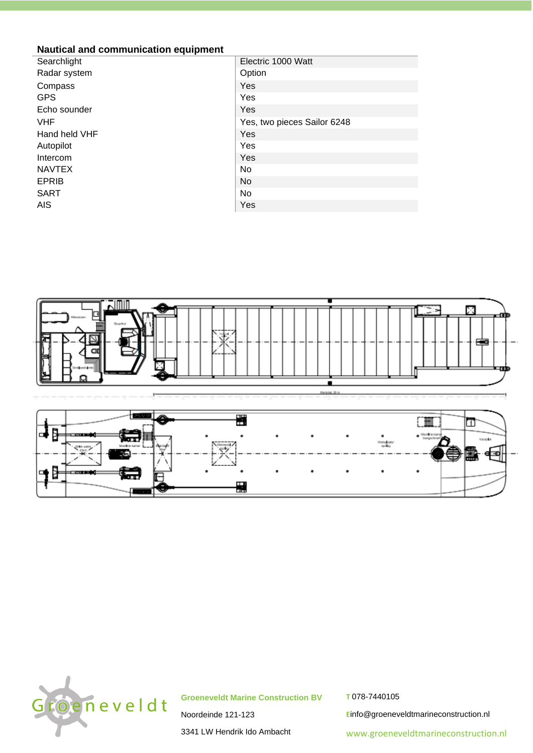## Nautical and communication equipment

| | |
|---|---|
| Searchlight | Electric 1000 Watt |
| Radar system | Option |
| Compass | Yes |
| GPS | Yes |
| Echo sounder | Yes |
| VHF | Yes, two pieces Sailor 6248 |
| Hand held VHF | Yes |
| Autopilot | Yes |
| Intercom | Yes |
| NAVTEX | No |
| EPRIB | No |
| SART | No |
| AIS | Yes |

Groeneveldt Marine Construction BV

Noordeinde 121-123

3341 LW Hendrik Ido Ambacht

T 078-7440105

E info@groeneveldtmarineconstruction.nl

www.groeneveldtmarineconstruction.nl